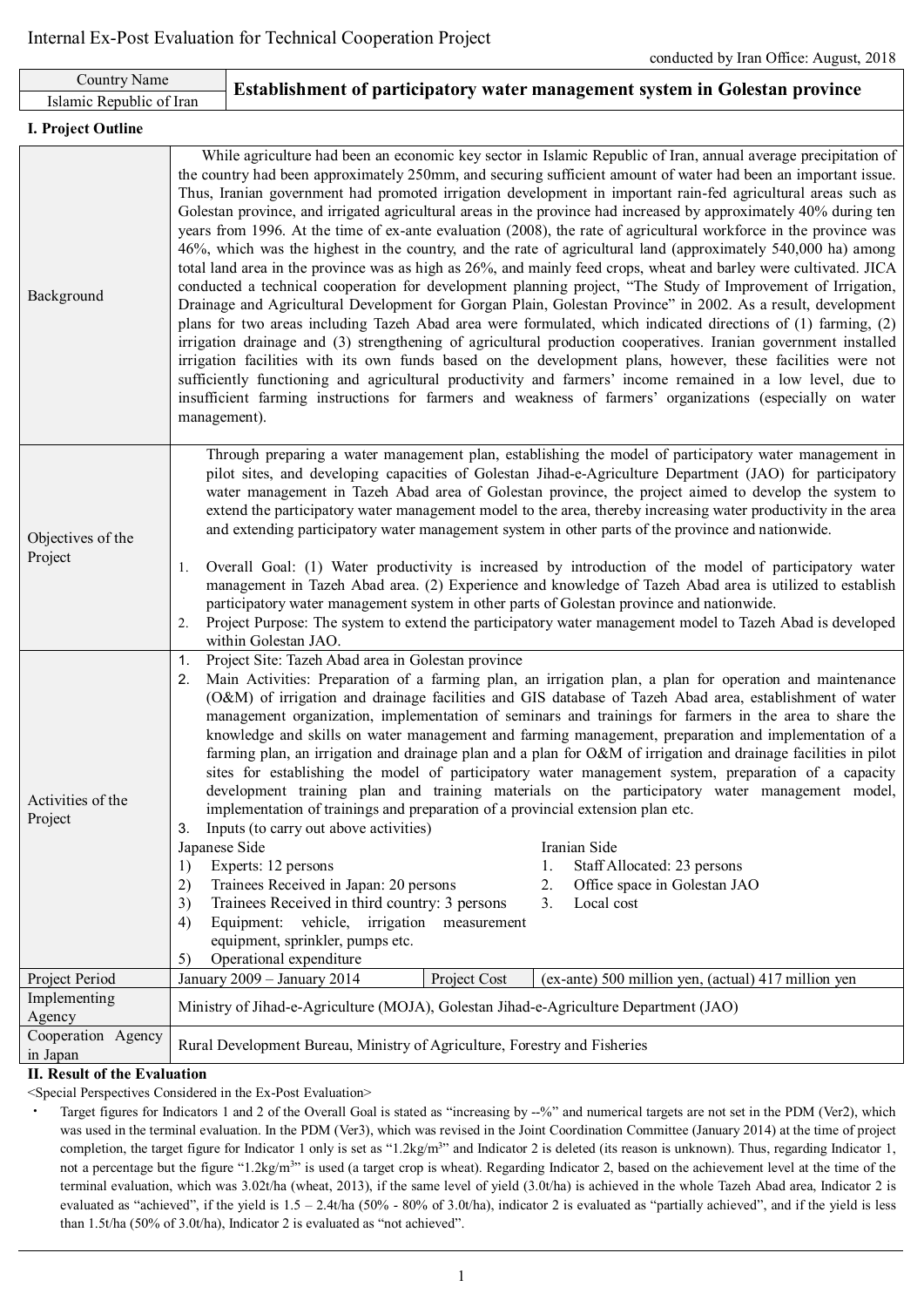Internal Ex-Post Evaluation for Technical Cooperation Project

conducted by Iran Office: August, 2018

| Country Name | Establishment of participatory water management system in Golestan province |
|---|---|
| Islamic Republic of Iran | |

## I. Project Outline

| | | | |
|---|---|---|---|
| Background | While agriculture had been an economic key sector in Islamic Republic of Iran, annual average precipitation of the country had been approximately 250mm, and securing sufficient amount of water had been an important issue. Thus, Iranian government had promoted irrigation development in important rain-fed agricultural areas such as Golestan province, and irrigated agricultural areas in the province had increased by approximately 40% during ten years from 1996. At the time of ex-ante evaluation (2008), the rate of agricultural workforce in the province was 46%, which was the highest in the country, and the rate of agricultural land (approximately 540,000 ha) among total land area in the province was as high as 26%, and mainly feed crops, wheat and barley were cultivated. JICA conducted a technical cooperation for development planning project, "The Study of Improvement of Irrigation, Drainage and Agricultural Development for Gorgan Plain, Golestan Province" in 2002. As a result, development plans for two areas including Tazeh Abad area were formulated, which indicated directions of (1) farming, (2) irrigation drainage and (3) strengthening of agricultural production cooperatives. Iranian government installed irrigation facilities with its own funds based on the development plans, however, these facilities were not sufficiently functioning and agricultural productivity and farmers' income remained in a low level, due to insufficient farming instructions for farmers and weakness of farmers' organizations (especially on water management). | | |
| Objectives of the Project | Through preparing a water management plan, establishing the model of participatory water management in pilot sites, and developing capacities of Golestan Jihad-e-Agriculture Department (JAO) for participatory water management in Tazeh Abad area of Golestan province, the project aimed to develop the system to extend the participatory water management model to the area, thereby increasing water productivity in the area and extending participatory water management system in other parts of the province and nationwide.<br><br>1. Overall Goal: (1) Water productivity is increased by introduction of the model of participatory water management in Tazeh Abad area. (2) Experience and knowledge of Tazeh Abad area is utilized to establish participatory water management system in other parts of Golestan province and nationwide.<br>2. Project Purpose: The system to extend the participatory water management model to Tazeh Abad is developed within Golestan JAO. | | |
| Activities of the Project | 1. Project Site: Tazeh Abad area in Golestan province<br>2. Main Activities: Preparation of a farming plan, an irrigation plan, a plan for operation and maintenance (O&M) of irrigation and drainage facilities and GIS database of Tazeh Abad area, establishment of water management organization, implementation of seminars and trainings for farmers in the area to share the knowledge and skills on water management and farming management, preparation and implementation of a farming plan, an irrigation and drainage plan and a plan for O&M of irrigation and drainage facilities in pilot sites for establishing the model of participatory water management system, preparation of a capacity development training plan and training materials on the participatory water management model, implementation of trainings and preparation of a provincial extension plan etc.<br>3. Inputs (to carry out above activities)<br>Japanese Side<br>1) Experts: 12 persons<br>2) Trainees Received in Japan: 20 persons<br>3) Trainees Received in third country: 3 persons<br>4) Equipment: vehicle, irrigation measurement equipment, sprinkler, pumps etc.<br>5) Operational expenditure<br>Iranian Side<br>1. Staff Allocated: 23 persons<br>2. Office space in Golestan JAO<br>3. Local cost | | |
| Project Period | January 2009 – January 2014 | Project Cost | (ex-ante) 500 million yen, (actual) 417 million yen |
| Implementing Agency | Ministry of Jihad-e-Agriculture (MOJA), Golestan Jihad-e-Agriculture Department (JAO) | | |
| Cooperation Agency in Japan | Rural Development Bureau, Ministry of Agriculture, Forestry and Fisheries | | |

## II. Result of the Evaluation

<Special Perspectives Considered in the Ex-Post Evaluation>

- Target figures for Indicators 1 and 2 of the Overall Goal is stated as "increasing by --%" and numerical targets are not set in the PDM (Ver2), which was used in the terminal evaluation. In the PDM (Ver3), which was revised in the Joint Coordination Committee (January 2014) at the time of project completion, the target figure for Indicator 1 only is set as "1.2kg/m$^3$" and Indicator 2 is deleted (its reason is unknown). Thus, regarding Indicator 1, not a percentage but the figure "1.2kg/m$^3$" is used (a target crop is wheat). Regarding Indicator 2, based on the achievement level at the time of the terminal evaluation, which was 3.02t/ha (wheat, 2013), if the same level of yield (3.0t/ha) is achieved in the whole Tazeh Abad area, Indicator 2 is evaluated as "achieved", if the yield is 1.5 – 2.4t/ha (50% - 80% of 3.0t/ha), indicator 2 is evaluated as "partially achieved", and if the yield is less than 1.5t/ha (50% of 3.0t/ha), Indicator 2 is evaluated as "not achieved".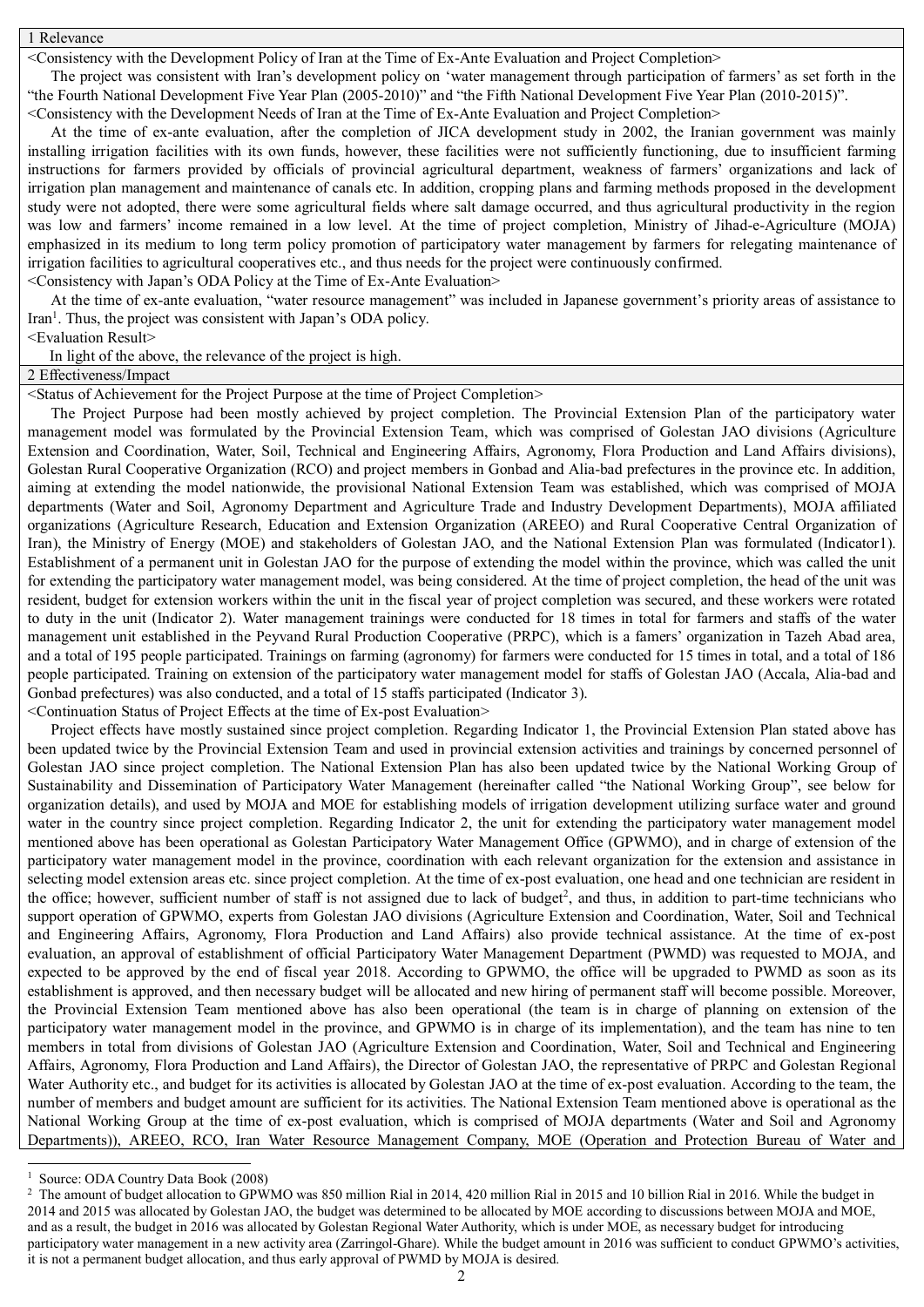## 1 Relevance

<Consistency with the Development Policy of Iran at the Time of Ex-Ante Evaluation and Project Completion>

The project was consistent with Iran's development policy on 'water management through participation of farmers' as set forth in the "the Fourth National Development Five Year Plan (2005-2010)" and "the Fifth National Development Five Year Plan (2010-2015)".

<Consistency with the Development Needs of Iran at the Time of Ex-Ante Evaluation and Project Completion>

At the time of ex-ante evaluation, after the completion of JICA development study in 2002, the Iranian government was mainly installing irrigation facilities with its own funds, however, these facilities were not sufficiently functioning, due to insufficient farming instructions for farmers provided by officials of provincial agricultural department, weakness of farmers' organizations and lack of irrigation plan management and maintenance of canals etc. In addition, cropping plans and farming methods proposed in the development study were not adopted, there were some agricultural fields where salt damage occurred, and thus agricultural productivity in the region was low and farmers' income remained in a low level. At the time of project completion, Ministry of Jihad-e-Agriculture (MOJA) emphasized in its medium to long term policy promotion of participatory water management by farmers for relegating maintenance of irrigation facilities to agricultural cooperatives etc., and thus needs for the project were continuously confirmed.

<Consistency with Japan's ODA Policy at the Time of Ex-Ante Evaluation>

At the time of ex-ante evaluation, "water resource management" was included in Japanese government's priority areas of assistance to Iran[1]. Thus, the project was consistent with Japan's ODA policy.

<Evaluation Result>

In light of the above, the relevance of the project is high.

## 2 Effectiveness/Impact

<Status of Achievement for the Project Purpose at the time of Project Completion>

The Project Purpose had been mostly achieved by project completion. The Provincial Extension Plan of the participatory water management model was formulated by the Provincial Extension Team, which was comprised of Golestan JAO divisions (Agriculture Extension and Coordination, Water, Soil, Technical and Engineering Affairs, Agronomy, Flora Production and Land Affairs divisions), Golestan Rural Cooperative Organization (RCO) and project members in Gonbad and Alia-bad prefectures in the province etc. In addition, aiming at extending the model nationwide, the provisional National Extension Team was established, which was comprised of MOJA departments (Water and Soil, Agronomy Department and Agriculture Trade and Industry Development Departments), MOJA affiliated organizations (Agriculture Research, Education and Extension Organization (AREEO) and Rural Cooperative Central Organization of Iran), the Ministry of Energy (MOE) and stakeholders of Golestan JAO, and the National Extension Plan was formulated (Indicator1). Establishment of a permanent unit in Golestan JAO for the purpose of extending the model within the province, which was called the unit for extending the participatory water management model, was being considered. At the time of project completion, the head of the unit was resident, budget for extension workers within the unit in the fiscal year of project completion was secured, and these workers were rotated to duty in the unit (Indicator 2). Water management trainings were conducted for 18 times in total for farmers and staffs of the water management unit established in the Peyvand Rural Production Cooperative (PRPC), which is a famers' organization in Tazeh Abad area, and a total of 195 people participated. Trainings on farming (agronomy) for farmers were conducted for 15 times in total, and a total of 186 people participated. Training on extension of the participatory water management model for staffs of Golestan JAO (Accala, Alia-bad and Gonbad prefectures) was also conducted, and a total of 15 staffs participated (Indicator 3).

<Continuation Status of Project Effects at the time of Ex-post Evaluation>

Project effects have mostly sustained since project completion. Regarding Indicator 1, the Provincial Extension Plan stated above has been updated twice by the Provincial Extension Team and used in provincial extension activities and trainings by concerned personnel of Golestan JAO since project completion. The National Extension Plan has also been updated twice by the National Working Group of Sustainability and Dissemination of Participatory Water Management (hereinafter called "the National Working Group", see below for organization details), and used by MOJA and MOE for establishing models of irrigation development utilizing surface water and ground water in the country since project completion. Regarding Indicator 2, the unit for extending the participatory water management model mentioned above has been operational as Golestan Participatory Water Management Office (GPWMO), and in charge of extension of the participatory water management model in the province, coordination with each relevant organization for the extension and assistance in selecting model extension areas etc. since project completion. At the time of ex-post evaluation, one head and one technician are resident in the office; however, sufficient number of staff is not assigned due to lack of budget[2], and thus, in addition to part-time technicians who support operation of GPWMO, experts from Golestan JAO divisions (Agriculture Extension and Coordination, Water, Soil and Technical and Engineering Affairs, Agronomy, Flora Production and Land Affairs) also provide technical assistance. At the time of ex-post evaluation, an approval of establishment of official Participatory Water Management Department (PWMD) was requested to MOJA, and expected to be approved by the end of fiscal year 2018. According to GPWMO, the office will be upgraded to PWMD as soon as its establishment is approved, and then necessary budget will be allocated and new hiring of permanent staff will become possible. Moreover, the Provincial Extension Team mentioned above has also been operational (the team is in charge of planning on extension of the participatory water management model in the province, and GPWMO is in charge of its implementation), and the team has nine to ten members in total from divisions of Golestan JAO (Agriculture Extension and Coordination, Water, Soil and Technical and Engineering Affairs, Agronomy, Flora Production and Land Affairs), the Director of Golestan JAO, the representative of PRPC and Golestan Regional Water Authority etc., and budget for its activities is allocated by Golestan JAO at the time of ex-post evaluation. According to the team, the number of members and budget amount are sufficient for its activities. The National Extension Team mentioned above is operational as the National Working Group at the time of ex-post evaluation, which is comprised of MOJA departments (Water and Soil and Agronomy Departments)), AREEO, RCO, Iran Water Resource Management Company, MOE (Operation and Protection Bureau of Water and

---

[1] Source: ODA Country Data Book (2008)

[2] The amount of budget allocation to GPWMO was 850 million Rial in 2014, 420 million Rial in 2015 and 10 billion Rial in 2016. While the budget in 2014 and 2015 was allocated by Golestan JAO, the budget was determined to be allocated by MOE according to discussions between MOJA and MOE, and as a result, the budget in 2016 was allocated by Golestan Regional Water Authority, which is under MOE, as necessary budget for introducing participatory water management in a new activity area (Zarringol-Ghare). While the budget amount in 2016 was sufficient to conduct GPWMO's activities, it is not a permanent budget allocation, and thus early approval of PWMD by MOJA is desired.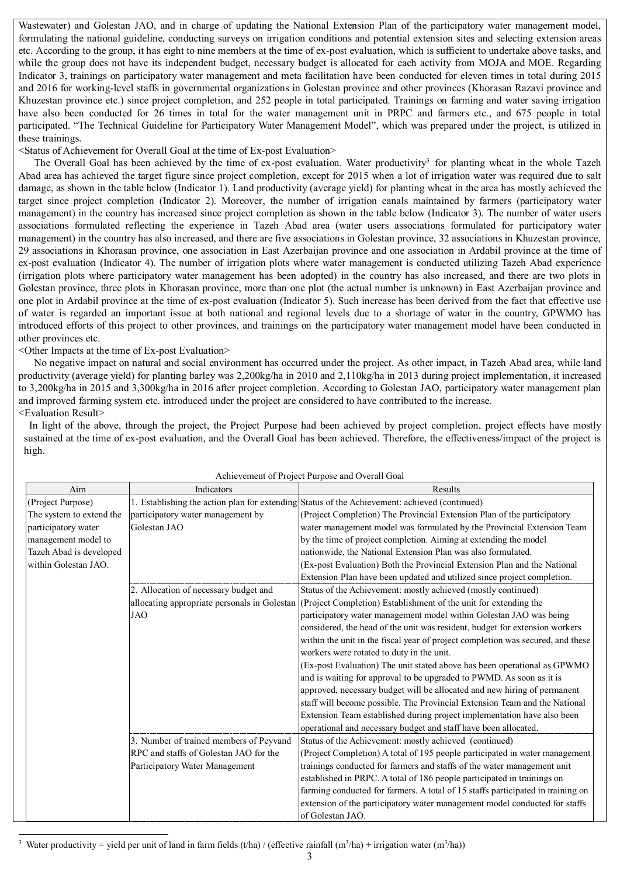Wastewater) and Golestan JAO, and in charge of updating the National Extension Plan of the participatory water management model, formulating the national guideline, conducting surveys on irrigation conditions and potential extension sites and selecting extension areas etc. According to the group, it has eight to nine members at the time of ex-post evaluation, which is sufficient to undertake above tasks, and while the group does not have its independent budget, necessary budget is allocated for each activity from MOJA and MOE. Regarding Indicator 3, trainings on participatory water management and meta facilitation have been conducted for eleven times in total during 2015 and 2016 for working-level staffs in governmental organizations in Golestan province and other provinces (Khorasan Razavi province and Khuzestan province etc.) since project completion, and 252 people in total participated. Trainings on farming and water saving irrigation have also been conducted for 26 times in total for the water management unit in PRPC and farmers etc., and 675 people in total participated. "The Technical Guideline for Participatory Water Management Model", which was prepared under the project, is utilized in these trainings.

<Status of Achievement for Overall Goal at the time of Ex-post Evaluation>

The Overall Goal has been achieved by the time of ex-post evaluation. Water productivity[3] for planting wheat in the whole Tazeh Abad area has achieved the target figure since project completion, except for 2015 when a lot of irrigation water was required due to salt damage, as shown in the table below (Indicator 1). Land productivity (average yield) for planting wheat in the area has mostly achieved the target since project completion (Indicator 2). Moreover, the number of irrigation canals maintained by farmers (participatory water management) in the country has increased since project completion as shown in the table below (Indicator 3). The number of water users associations formulated reflecting the experience in Tazeh Abad area (water users associations formulated for participatory water management) in the country has also increased, and there are five associations in Golestan province, 32 associations in Khuzestan province, 29 associations in Khorasan province, one association in East Azerbaijan province and one association in Ardabil province at the time of ex-post evaluation (Indicator 4). The number of irrigation plots where water management is conducted utilizing Tazeh Abad experience (irrigation plots where participatory water management has been adopted) in the country has also increased, and there are two plots in Golestan province, three plots in Khorasan province, more than one plot (the actual number is unknown) in East Azerbaijan province and one plot in Ardabil province at the time of ex-post evaluation (Indicator 5). Such increase has been derived from the fact that effective use of water is regarded an important issue at both national and regional levels due to a shortage of water in the country, GPWMO has introduced efforts of this project to other provinces, and trainings on the participatory water management model have been conducted in other provinces etc.

<Other Impacts at the time of Ex-post Evaluation>

No negative impact on natural and social environment has occurred under the project. As other impact, in Tazeh Abad area, while land productivity (average yield) for planting barley was 2,200kg/ha in 2010 and 2,110kg/ha in 2013 during project implementation, it increased to 3,200kg/ha in 2015 and 3,300kg/ha in 2016 after project completion. According to Golestan JAO, participatory water management plan and improved farming system etc. introduced under the project are considered to have contributed to the increase.

<Evaluation Result>

In light of the above, through the project, the Project Purpose had been achieved by project completion, project effects have mostly sustained at the time of ex-post evaluation, and the Overall Goal has been achieved. Therefore, the effectiveness/impact of the project is high.

Achievement of Project Purpose and Overall Goal

| Aim | Indicators | Results |
|---|---|---|
| (Project Purpose) The system to extend the participatory water management model to Tazeh Abad is developed within Golestan JAO. | 1. Establishing the action plan for extending participatory water management by Golestan JAO | Status of the Achievement: achieved (continued)<br>(Project Completion) The Provincial Extension Plan of the participatory water management model was formulated by the Provincial Extension Team by the time of project completion. Aiming at extending the model nationwide, the National Extension Plan was also formulated.<br>(Ex-post Evaluation) Both the Provincial Extension Plan and the National Extension Plan have been updated and utilized since project completion. |
| | 2. Allocation of necessary budget and allocating appropriate personals in Golestan JAO | Status of the Achievement: mostly achieved (mostly continued)<br>(Project Completion) Establishment of the unit for extending the participatory water management model within Golestan JAO was being considered, the head of the unit was resident, budget for extension workers within the unit in the fiscal year of project completion was secured, and these workers were rotated to duty in the unit.<br>(Ex-post Evaluation) The unit stated above has been operational as GPWMO and is waiting for approval to be upgraded to PWMD. As soon as it is approved, necessary budget will be allocated and new hiring of permanent staff will become possible. The Provincial Extension Team and the National Extension Team established during project implementation have also been operational and necessary budget and staff have been allocated. |
| | 3. Number of trained members of Peyvand RPC and staffs of Golestan JAO for the Participatory Water Management | Status of the Achievement: mostly achieved (continued)<br>(Project Completion) A total of 195 people participated in water management trainings conducted for farmers and staffs of the water management unit established in PRPC. A total of 186 people participated in trainings on farming conducted for farmers. A total of 15 staffs participated in training on extension of the participatory water management model conducted for staffs of Golestan JAO. |

[3] Water productivity = yield per unit of land in farm fields (t/ha) / (effective rainfall ($m^3$/ha) + irrigation water ($m^3$/ha))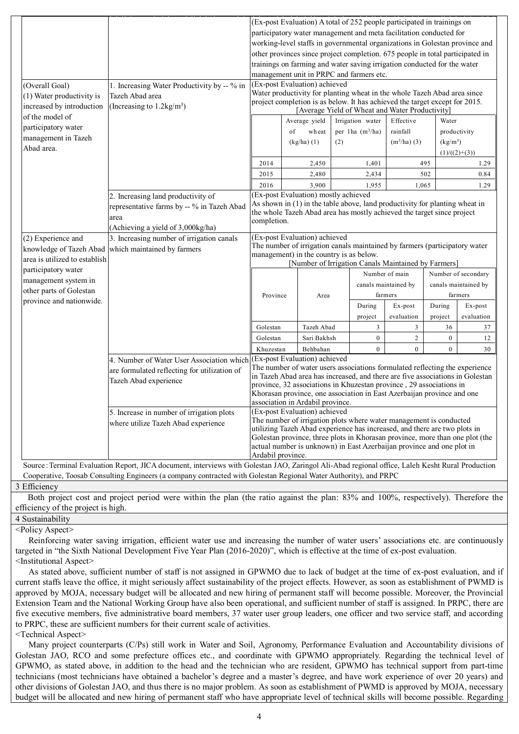| | | |
|---|---|---|
| | | (Ex-post Evaluation) A total of 252 people participated in trainings on participatory water management and meta facilitation conducted for working-level staffs in governmental organizations in Golestan province and other provinces since project completion. 675 people in total participated in trainings on farming and water saving irrigation conducted for the water management unit in PRPC and farmers etc. |
| (Overall Goal)<br>(1) Water productivity is increased by introduction of the model of participatory water management in Tazeh Abad area. | 1. Increasing Water Productivity by -- % in Tazeh Abad area<br>(Increasing to 1.2kg/m³) | (Ex-post Evaluation) achieved<br>Water productivity for planting wheat in the whole Tazeh Abad area since project completion is as below. It has achieved the target except for 2015.<br>[Average Yield of Wheat and Water Productivity] |
| | 2. Increasing land productivity of representative farms by -- % in Tazeh Abad area<br>(Achieving a yield of 3,000kg/ha) | (Ex-post Evaluation) mostly achieved<br>As shown in (1) in the table above, land productivity for planting wheat in the whole Tazeh Abad area has mostly achieved the target since project completion. |
| (2) Experience and knowledge of Tazeh Abad area is utilized to establish participatory water management system in other parts of Golestan province and nationwide. | 3. Increasing number of irrigation canals which maintained by farmers | (Ex-post Evaluation) achieved<br>The number of irrigation canals maintained by farmers (participatory water management) in the country is as below.<br>[Number of Irrigation Canals Maintained by Farmers] |
| | 4. Number of Water User Association which are formulated reflecting for utilization of Tazeh Abad experience | (Ex-post Evaluation) achieved<br>The number of water users associations formulated reflecting the experience in Tazeh Abad area has increased, and there are five associations in Golestan province, 32 associations in Khuzestan province , 29 associations in Khorasan province, one association in East Azerbaijan province and one association in Ardabil province. |
| | 5. Increase in number of irrigation plots where utilize Tazeh Abad experience | (Ex-post Evaluation) achieved<br>The number of irrigation plots where water management is conducted utilizing Tazeh Abad experience has increased, and there are two plots in Golestan province, three plots in Khorasan province, more than one plot (the actual number is unknown) in East Azerbaijan province and one plot in Ardabil province. |

[Average Yield of Wheat and Water Productivity]

| | Average yield of wheat (kg/ha) (1) | Irrigation water per 1ha (m³/ha) (2) | Effective rainfall (m³/ha) (3) | Water productivity (kg/m³) (1)/((2)+(3)) |
|---|---|---|---|---|
| 2014 | 2,450 | 1,401 | 495 | 1.29 |
| 2015 | 2,480 | 2,434 | 502 | 0.84 |
| 2016 | 3,900 | 1,955 | 1,065 | 1.29 |

[Number of Irrigation Canals Maintained by Farmers]

| Province | Area | Number of main canals maintained by farmers | | Number of secondary canals maintained by farmers | |
|---|---|---|---|---|---|
| | | During project | Ex-post evaluation | During project | Ex-post evaluation |
| Golestan | Tazeh Abad | 3 | 3 | 36 | 37 |
| Golestan | Sari Bakhsh | 0 | 2 | 0 | 12 |
| Khuzestan | Behbahan | 0 | 0 | 0 | 30 |

Source : Terminal Evaluation Report, JICA document, interviews with Golestan JAO, Zaringol Ali-Abad regional office, Laleh Kesht Rural Production Cooperative, Toosab Consulting Engineers (a company contracted with Golestan Regional Water Authority), and PRPC

## 3 Efficiency

Both project cost and project period were within the plan (the ratio against the plan: 83% and 100%, respectively). Therefore the efficiency of the project is high.

## 4 Sustainability

<Policy Aspect>

Reinforcing water saving irrigation, efficient water use and increasing the number of water users' associations etc. are continuously targeted in "the Sixth National Development Five Year Plan (2016-2020)", which is effective at the time of ex-post evaluation.

<Institutional Aspect>

As stated above, sufficient number of staff is not assigned in GPWMO due to lack of budget at the time of ex-post evaluation, and if current staffs leave the office, it might seriously affect sustainability of the project effects. However, as soon as establishment of PWMD is approved by MOJA, necessary budget will be allocated and new hiring of permanent staff will become possible. Moreover, the Provincial Extension Team and the National Working Group have also been operational, and sufficient number of staff is assigned. In PRPC, there are five executive members, five administrative board members, 37 water user group leaders, one officer and two service staff, and according to PRPC, these are sufficient numbers for their current scale of activities.

<Technical Aspect>

Many project counterparts (C/Ps) still work in Water and Soil, Agronomy, Performance Evaluation and Accountability divisions of Golestan JAO, RCO and some prefecture offices etc., and coordinate with GPWMO appropriately. Regarding the technical level of GPWMO, as stated above, in addition to the head and the technician who are resident, GPWMO has technical support from part-time technicians (most technicians have obtained a bachelor's degree and a master's degree, and have work experience of over 20 years) and other divisions of Golestan JAO, and thus there is no major problem. As soon as establishment of PWMD is approved by MOJA, necessary budget will be allocated and new hiring of permanent staff who have appropriate level of technical skills will become possible. Regarding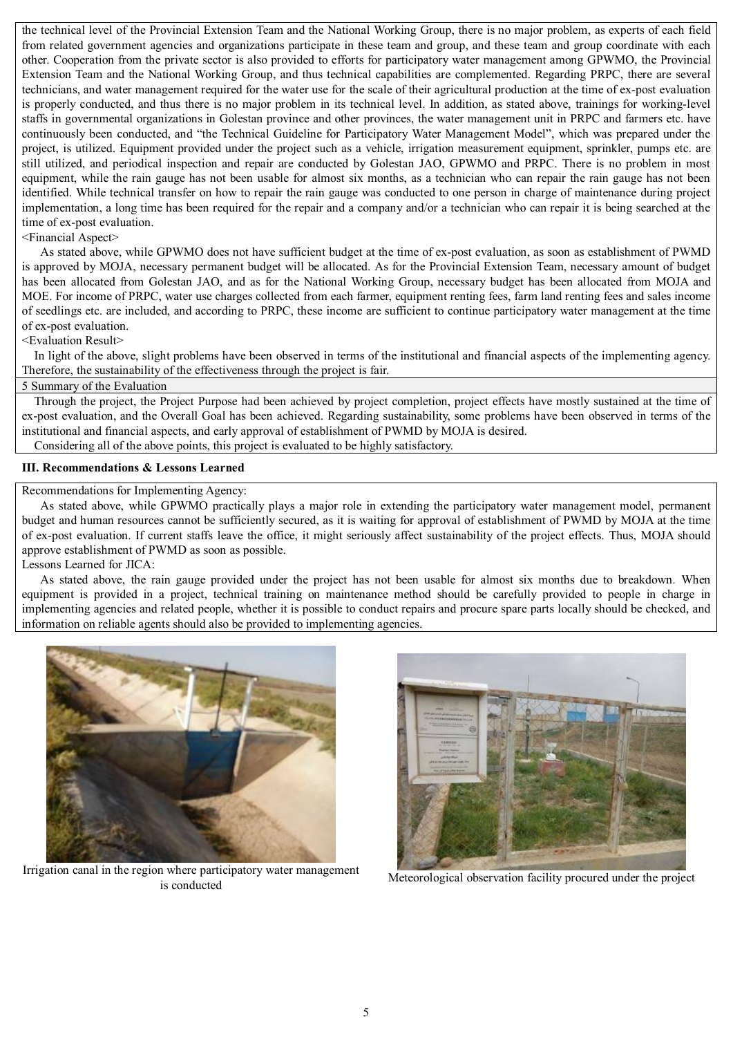the technical level of the Provincial Extension Team and the National Working Group, there is no major problem, as experts of each field from related government agencies and organizations participate in these team and group, and these team and group coordinate with each other. Cooperation from the private sector is also provided to efforts for participatory water management among GPWMO, the Provincial Extension Team and the National Working Group, and thus technical capabilities are complemented. Regarding PRPC, there are several technicians, and water management required for the water use for the scale of their agricultural production at the time of ex-post evaluation is properly conducted, and thus there is no major problem in its technical level. In addition, as stated above, trainings for working-level staffs in governmental organizations in Golestan province and other provinces, the water management unit in PRPC and farmers etc. have continuously been conducted, and "the Technical Guideline for Participatory Water Management Model", which was prepared under the project, is utilized. Equipment provided under the project such as a vehicle, irrigation measurement equipment, sprinkler, pumps etc. are still utilized, and periodical inspection and repair are conducted by Golestan JAO, GPWMO and PRPC. There is no problem in most equipment, while the rain gauge has not been usable for almost six months, as a technician who can repair the rain gauge has not been identified. While technical transfer on how to repair the rain gauge was conducted to one person in charge of maintenance during project implementation, a long time has been required for the repair and a company and/or a technician who can repair it is being searched at the time of ex-post evaluation.

<Financial Aspect>

As stated above, while GPWMO does not have sufficient budget at the time of ex-post evaluation, as soon as establishment of PWMD is approved by MOJA, necessary permanent budget will be allocated. As for the Provincial Extension Team, necessary amount of budget has been allocated from Golestan JAO, and as for the National Working Group, necessary budget has been allocated from MOJA and MOE. For income of PRPC, water use charges collected from each farmer, equipment renting fees, farm land renting fees and sales income of seedlings etc. are included, and according to PRPC, these income are sufficient to continue participatory water management at the time of ex-post evaluation.

<Evaluation Result>

In light of the above, slight problems have been observed in terms of the institutional and financial aspects of the implementing agency. Therefore, the sustainability of the effectiveness through the project is fair.

## 5 Summary of the Evaluation

Through the project, the Project Purpose had been achieved by project completion, project effects have mostly sustained at the time of ex-post evaluation, and the Overall Goal has been achieved. Regarding sustainability, some problems have been observed in terms of the institutional and financial aspects, and early approval of establishment of PWMD by MOJA is desired.

Considering all of the above points, this project is evaluated to be highly satisfactory.

## III. Recommendations & Lessons Learned

Recommendations for Implementing Agency:

As stated above, while GPWMO practically plays a major role in extending the participatory water management model, permanent budget and human resources cannot be sufficiently secured, as it is waiting for approval of establishment of PWMD by MOJA at the time of ex-post evaluation. If current staffs leave the office, it might seriously affect sustainability of the project effects. Thus, MOJA should approve establishment of PWMD as soon as possible.

Lessons Learned for JICA:

As stated above, the rain gauge provided under the project has not been usable for almost six months due to breakdown. When equipment is provided in a project, technical training on maintenance method should be carefully provided to people in charge in implementing agencies and related people, whether it is possible to conduct repairs and procure spare parts locally should be checked, and information on reliable agents should also be provided to implementing agencies.

Irrigation canal in the region where participatory water management is conducted

Meteorological observation facility procured under the project